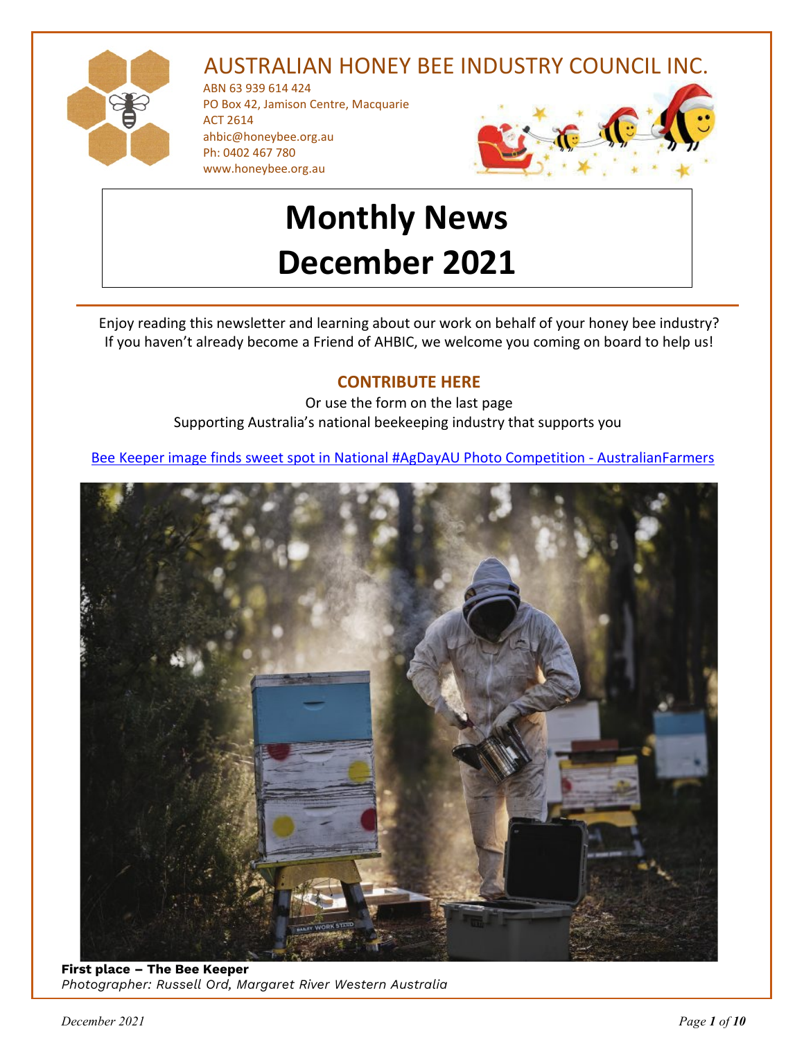# AUSTRALIAN HONEY BEE INDUSTRY COUNCIL INC.

ABN 63 939 614 424
PO Box 42, Jamison Centre, Macquarie
ACT 2614
ahbic@honeybee.org.au
Ph: 0402 467 780
www.honeybee.org.au

# Monthly News
# December 2021

Enjoy reading this newsletter and learning about our work on behalf of your honey bee industry? If you haven't already become a Friend of AHBIC, we welcome you coming on board to help us!

## CONTRIBUTE HERE

Or use the form on the last page
Supporting Australia's national beekeeping industry that supports you

Bee Keeper image finds sweet spot in National #AgDayAU Photo Competition - AustralianFarmers

**First place – The Bee Keeper**
*Photographer: Russell Ord, Margaret River Western Australia*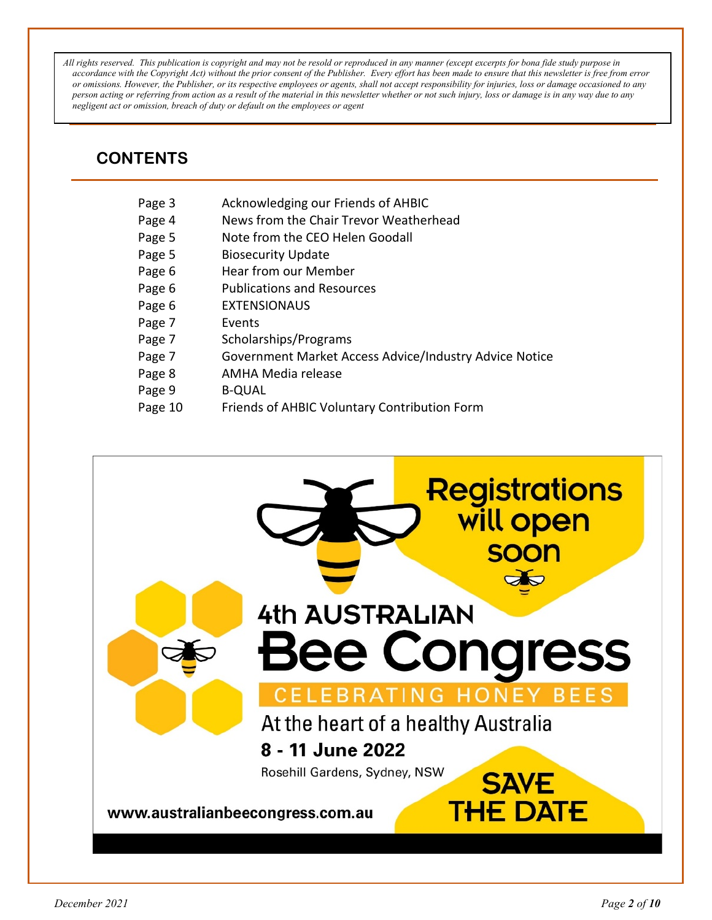*All rights reserved. This publication is copyright and may not be resold or reproduced in any manner (except excerpts for bona fide study purpose in accordance with the Copyright Act) without the prior consent of the Publisher. Every effort has been made to ensure that this newsletter is free from error or omissions. However, the Publisher, or its respective employees or agents, shall not accept responsibility for injuries, loss or damage occasioned to any person acting or referring from action as a result of the material in this newsletter whether or not such injury, loss or damage is in any way due to any negligent act or omission, breach of duty or default on the employees or agent*

## CONTENTS

| | |
|---|---|
| Page 3 | Acknowledging our Friends of AHBIC |
| Page 4 | News from the Chair Trevor Weatherhead |
| Page 5 | Note from the CEO Helen Goodall |
| Page 5 | Biosecurity Update |
| Page 6 | Hear from our Member |
| Page 6 | Publications and Resources |
| Page 6 | EXTENSIONAUS |
| Page 7 | Events |
| Page 7 | Scholarships/Programs |
| Page 7 | Government Market Access Advice/Industry Advice Notice |
| Page 8 | AMHA Media release |
| Page 9 | B-QUAL |
| Page 10 | Friends of AHBIC Voluntary Contribution Form |

Registrations will open soon

4th AUSTRALIAN

Bee Congress

CELEBRATING HONEY BEES

At the heart of a healthy Australia

**8 - 11 June 2022**

Rosehill Gardens, Sydney, NSW

SAVE THE DATE

www.australianbeecongress.com.au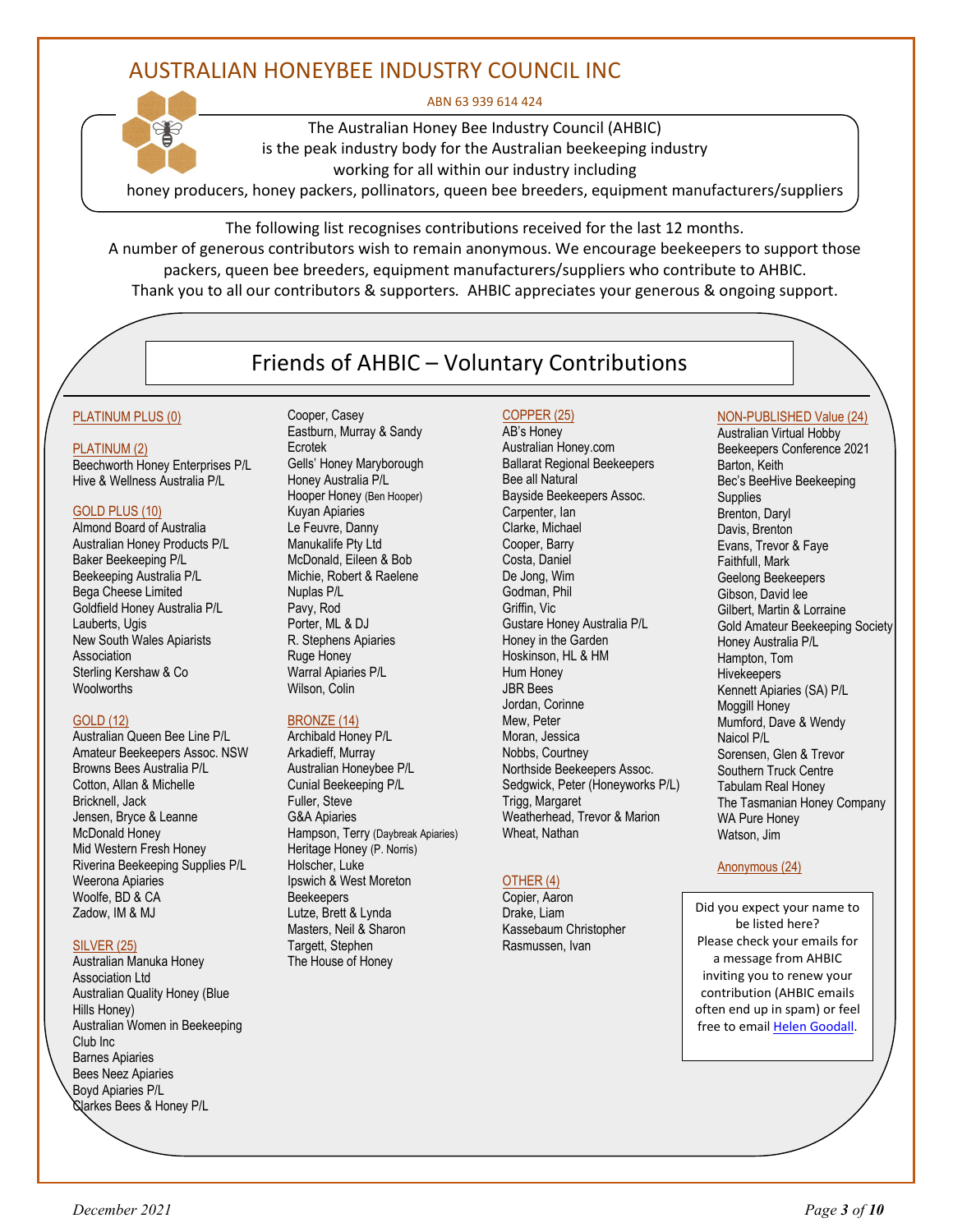# AUSTRALIAN HONEYBEE INDUSTRY COUNCIL INC

ABN 63 939 614 424

The Australian Honey Bee Industry Council (AHBIC)
is the peak industry body for the Australian beekeeping industry
working for all within our industry including
honey producers, honey packers, pollinators, queen bee breeders, equipment manufacturers/suppliers

The following list recognises contributions received for the last 12 months.
A number of generous contributors wish to remain anonymous. We encourage beekeepers to support those packers, queen bee breeders, equipment manufacturers/suppliers who contribute to AHBIC.
Thank you to all our contributors & supporters. AHBIC appreciates your generous & ongoing support.

## Friends of AHBIC – Voluntary Contributions

### PLATINUM PLUS (0)

### PLATINUM (2)

Beechworth Honey Enterprises P/L
Hive & Wellness Australia P/L

### GOLD PLUS (10)

Almond Board of Australia
Australian Honey Products P/L
Baker Beekeeping P/L
Beekeeping Australia P/L
Bega Cheese Limited
Goldfield Honey Australia P/L
Lauberts, Ugis
New South Wales Apiarists Association
Sterling Kershaw & Co
Woolworths

### GOLD (12)

Australian Queen Bee Line P/L
Amateur Beekeepers Assoc. NSW
Browns Bees Australia P/L
Cotton, Allan & Michelle
Bricknell, Jack
Jensen, Bryce & Leanne
McDonald Honey
Mid Western Fresh Honey
Riverina Beekeeping Supplies P/L
Weerona Apiaries
Woolfe, BD & CA
Zadow, IM & MJ

### SILVER (25)

Australian Manuka Honey Association Ltd
Australian Quality Honey (Blue Hills Honey)
Australian Women in Beekeeping Club Inc
Barnes Apiaries
Bees Neez Apiaries
Boyd Apiaries P/L
Clarkes Bees & Honey P/L
Cooper, Casey
Eastburn, Murray & Sandy
Ecrotek
Gells' Honey Maryborough
Honey Australia P/L
Hooper Honey (Ben Hooper)
Kuyan Apiaries
Le Feuvre, Danny
Manukalife Pty Ltd
McDonald, Eileen & Bob
Michie, Robert & Raelene
Nuplas P/L
Pavy, Rod
Porter, ML & DJ
R. Stephens Apiaries
Ruge Honey
Warral Apiaries P/L
Wilson, Colin

### BRONZE (14)

Archibald Honey P/L
Arkadieff, Murray
Australian Honeybee P/L
Cunial Beekeeping P/L
Fuller, Steve
G&A Apiaries
Hampson, Terry (Daybreak Apiaries)
Heritage Honey (P. Norris)
Holscher, Luke
Ipswich & West Moreton Beekeepers
Lutze, Brett & Lynda
Masters, Neil & Sharon
Targett, Stephen
The House of Honey

### COPPER (25)

AB's Honey
Australian Honey.com
Ballarat Regional Beekeepers
Bee all Natural
Bayside Beekeepers Assoc.
Carpenter, Ian
Clarke, Michael
Cooper, Barry
Costa, Daniel
De Jong, Wim
Godman, Phil
Griffin, Vic
Gustare Honey Australia P/L
Honey in the Garden
Hoskinson, HL & HM
Hum Honey
JBR Bees
Jordan, Corinne
Mew, Peter
Moran, Jessica
Nobbs, Courtney
Northside Beekeepers Assoc.
Sedgwick, Peter (Honeyworks P/L)
Trigg, Margaret
Weatherhead, Trevor & Marion
Wheat, Nathan

### OTHER (4)

Copier, Aaron
Drake, Liam
Kassebaum Christopher
Rasmussen, Ivan

### NON-PUBLISHED Value (24)

Australian Virtual Hobby Beekeepers Conference 2021
Barton, Keith
Bec's BeeHive Beekeeping Supplies
Brenton, Daryl
Davis, Brenton
Evans, Trevor & Faye
Faithfull, Mark
Geelong Beekeepers
Gibson, David lee
Gilbert, Martin & Lorraine
Gold Amateur Beekeeping Society
Honey Australia P/L
Hampton, Tom
Hivekeepers
Kennett Apiaries (SA) P/L
Moggill Honey
Mumford, Dave & Wendy
Naicol P/L
Sorensen, Glen & Trevor
Southern Truck Centre
Tabulam Real Honey
The Tasmanian Honey Company
WA Pure Honey
Watson, Jim

### Anonymous (24)

Did you expect your name to be listed here?
Please check your emails for a message from AHBIC inviting you to renew your contribution (AHBIC emails often end up in spam) or feel free to email Helen Goodall.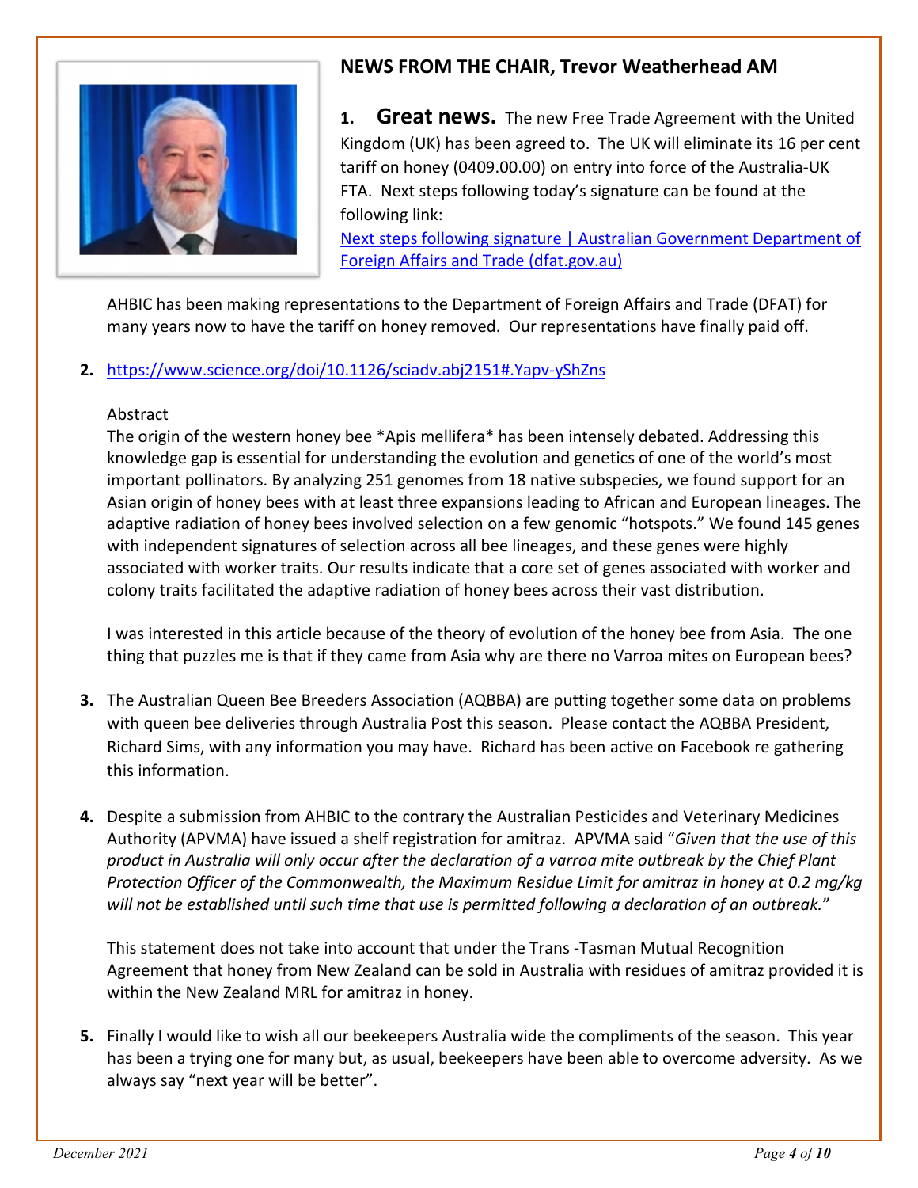## NEWS FROM THE CHAIR, Trevor Weatherhead AM

1. **Great news.** The new Free Trade Agreement with the United Kingdom (UK) has been agreed to. The UK will eliminate its 16 per cent tariff on honey (0409.00.00) on entry into force of the Australia-UK FTA. Next steps following today's signature can be found at the following link:
[Next steps following signature | Australian Government Department of Foreign Affairs and Trade (dfat.gov.au)]

   AHBIC has been making representations to the Department of Foreign Affairs and Trade (DFAT) for many years now to have the tariff on honey removed. Our representations have finally paid off.

2. https://www.science.org/doi/10.1126/sciadv.abj2151#.Yapv-yShZns

   Abstract
   The origin of the western honey bee *Apis mellifera* has been intensely debated. Addressing this knowledge gap is essential for understanding the evolution and genetics of one of the world's most important pollinators. By analyzing 251 genomes from 18 native subspecies, we found support for an Asian origin of honey bees with at least three expansions leading to African and European lineages. The adaptive radiation of honey bees involved selection on a few genomic "hotspots." We found 145 genes with independent signatures of selection across all bee lineages, and these genes were highly associated with worker traits. Our results indicate that a core set of genes associated with worker and colony traits facilitated the adaptive radiation of honey bees across their vast distribution.

   I was interested in this article because of the theory of evolution of the honey bee from Asia. The one thing that puzzles me is that if they came from Asia why are there no Varroa mites on European bees?

3. The Australian Queen Bee Breeders Association (AQBBA) are putting together some data on problems with queen bee deliveries through Australia Post this season. Please contact the AQBBA President, Richard Sims, with any information you may have. Richard has been active on Facebook re gathering this information.

4. Despite a submission from AHBIC to the contrary the Australian Pesticides and Veterinary Medicines Authority (APVMA) have issued a shelf registration for amitraz. APVMA said "*Given that the use of this product in Australia will only occur after the declaration of a varroa mite outbreak by the Chief Plant Protection Officer of the Commonwealth, the Maximum Residue Limit for amitraz in honey at 0.2 mg/kg will not be established until such time that use is permitted following a declaration of an outbreak.*"

   This statement does not take into account that under the Trans -Tasman Mutual Recognition Agreement that honey from New Zealand can be sold in Australia with residues of amitraz provided it is within the New Zealand MRL for amitraz in honey.

5. Finally I would like to wish all our beekeepers Australia wide the compliments of the season. This year has been a trying one for many but, as usual, beekeepers have been able to overcome adversity. As we always say "next year will be better".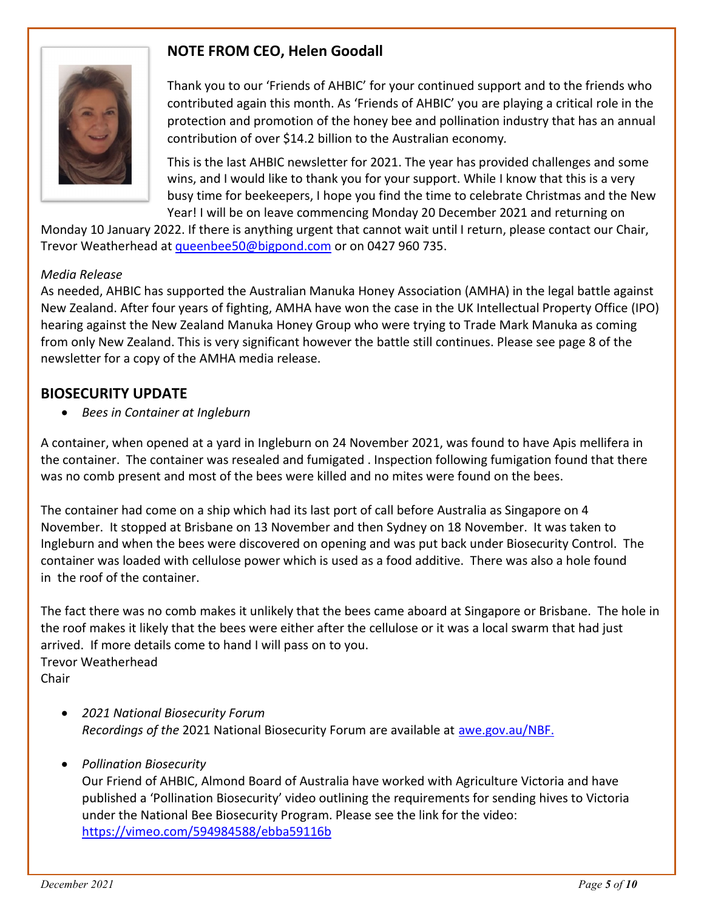## NOTE FROM CEO, Helen Goodall

Thank you to our 'Friends of AHBIC' for your continued support and to the friends who contributed again this month. As 'Friends of AHBIC' you are playing a critical role in the protection and promotion of the honey bee and pollination industry that has an annual contribution of over $14.2 billion to the Australian economy.

This is the last AHBIC newsletter for 2021. The year has provided challenges and some wins, and I would like to thank you for your support. While I know that this is a very busy time for beekeepers, I hope you find the time to celebrate Christmas and the New Year! I will be on leave commencing Monday 20 December 2021 and returning on Monday 10 January 2022. If there is anything urgent that cannot wait until I return, please contact our Chair, Trevor Weatherhead at [queenbee50@bigpond.com](mailto:queenbee50@bigpond.com) or on 0427 960 735.

*Media Release*

As needed, AHBIC has supported the Australian Manuka Honey Association (AMHA) in the legal battle against New Zealand. After four years of fighting, AMHA have won the case in the UK Intellectual Property Office (IPO) hearing against the New Zealand Manuka Honey Group who were trying to Trade Mark Manuka as coming from only New Zealand. This is very significant however the battle still continues. Please see page 8 of the newsletter for a copy of the AMHA media release.

## BIOSECURITY UPDATE

- *Bees in Container at Ingleburn*

A container, when opened at a yard in Ingleburn on 24 November 2021, was found to have Apis mellifera in the container. The container was resealed and fumigated . Inspection following fumigation found that there was no comb present and most of the bees were killed and no mites were found on the bees.

The container had come on a ship which had its last port of call before Australia as Singapore on 4 November. It stopped at Brisbane on 13 November and then Sydney on 18 November. It was taken to Ingleburn and when the bees were discovered on opening and was put back under Biosecurity Control. The container was loaded with cellulose power which is used as a food additive. There was also a hole found in the roof of the container.

The fact there was no comb makes it unlikely that the bees came aboard at Singapore or Brisbane. The hole in the roof makes it likely that the bees were either after the cellulose or it was a local swarm that had just arrived. If more details come to hand I will pass on to you.

Trevor Weatherhead
Chair

- *2021 National Biosecurity Forum*
  *Recordings of the* 2021 National Biosecurity Forum are available at [awe.gov.au/NBF.](awe.gov.au/NBF)

- *Pollination Biosecurity*
  Our Friend of AHBIC, Almond Board of Australia have worked with Agriculture Victoria and have published a 'Pollination Biosecurity' video outlining the requirements for sending hives to Victoria under the National Bee Biosecurity Program. Please see the link for the video: [https://vimeo.com/594984588/ebba59116b](https://vimeo.com/594984588/ebba59116b)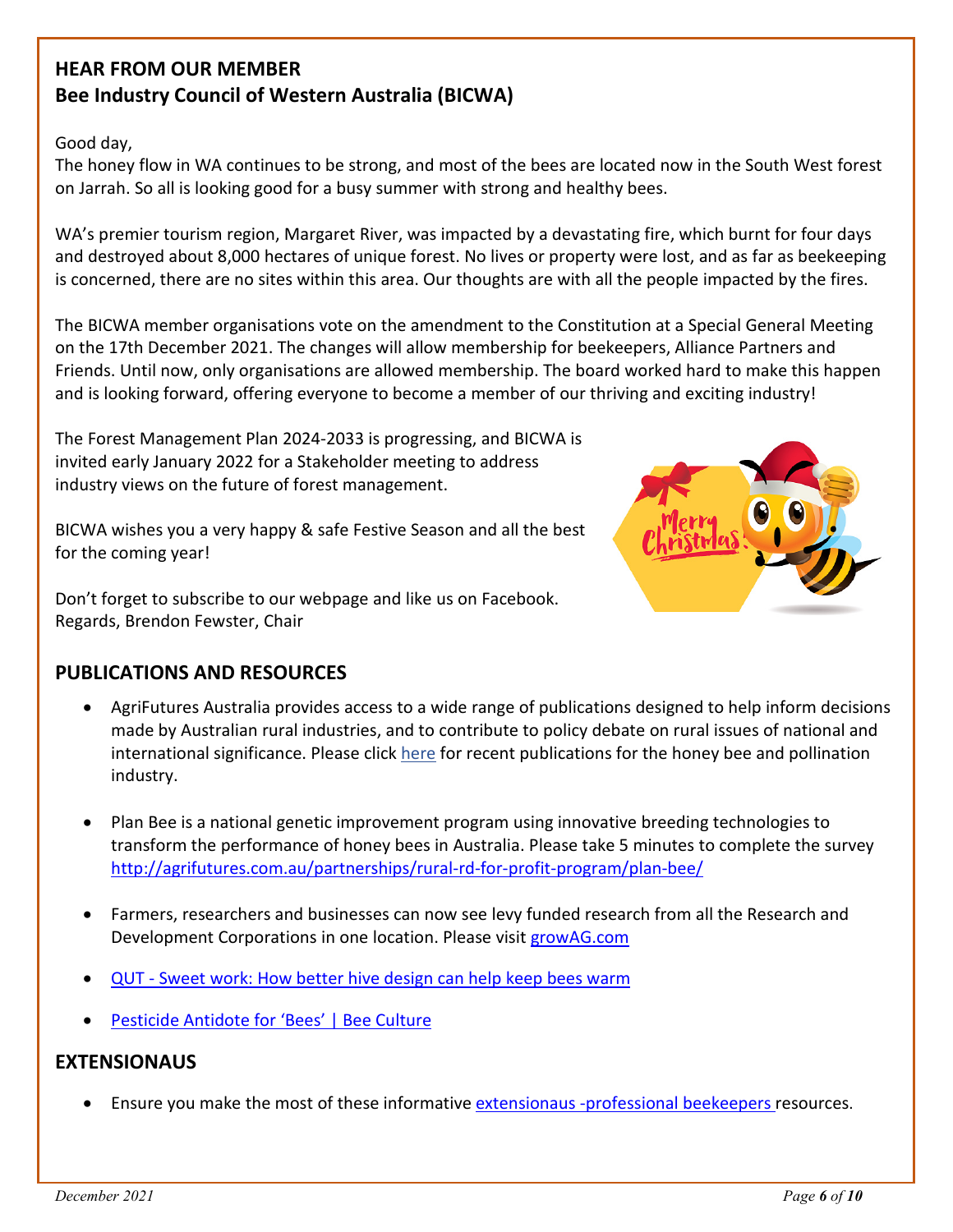## HEAR FROM OUR MEMBER
## Bee Industry Council of Western Australia (BICWA)

Good day,
The honey flow in WA continues to be strong, and most of the bees are located now in the South West forest on Jarrah. So all is looking good for a busy summer with strong and healthy bees.

WA's premier tourism region, Margaret River, was impacted by a devastating fire, which burnt for four days and destroyed about 8,000 hectares of unique forest. No lives or property were lost, and as far as beekeeping is concerned, there are no sites within this area. Our thoughts are with all the people impacted by the fires.

The BICWA member organisations vote on the amendment to the Constitution at a Special General Meeting on the 17th December 2021. The changes will allow membership for beekeepers, Alliance Partners and Friends. Until now, only organisations are allowed membership. The board worked hard to make this happen and is looking forward, offering everyone to become a member of our thriving and exciting industry!

The Forest Management Plan 2024-2033 is progressing, and BICWA is invited early January 2022 for a Stakeholder meeting to address industry views on the future of forest management.

BICWA wishes you a very happy & safe Festive Season and all the best for the coming year!

Don't forget to subscribe to our webpage and like us on Facebook.
Regards, Brendon Fewster, Chair

## PUBLICATIONS AND RESOURCES

- AgriFutures Australia provides access to a wide range of publications designed to help inform decisions made by Australian rural industries, and to contribute to policy debate on rural issues of national and international significance. Please click here for recent publications for the honey bee and pollination industry.
- Plan Bee is a national genetic improvement program using innovative breeding technologies to transform the performance of honey bees in Australia. Please take 5 minutes to complete the survey http://agrifutures.com.au/partnerships/rural-rd-for-profit-program/plan-bee/
- Farmers, researchers and businesses can now see levy funded research from all the Research and Development Corporations in one location. Please visit growAG.com
- QUT - Sweet work: How better hive design can help keep bees warm
- Pesticide Antidote for 'Bees' | Bee Culture

## EXTENSIONAUS

- Ensure you make the most of these informative extensionaus -professional beekeepers resources.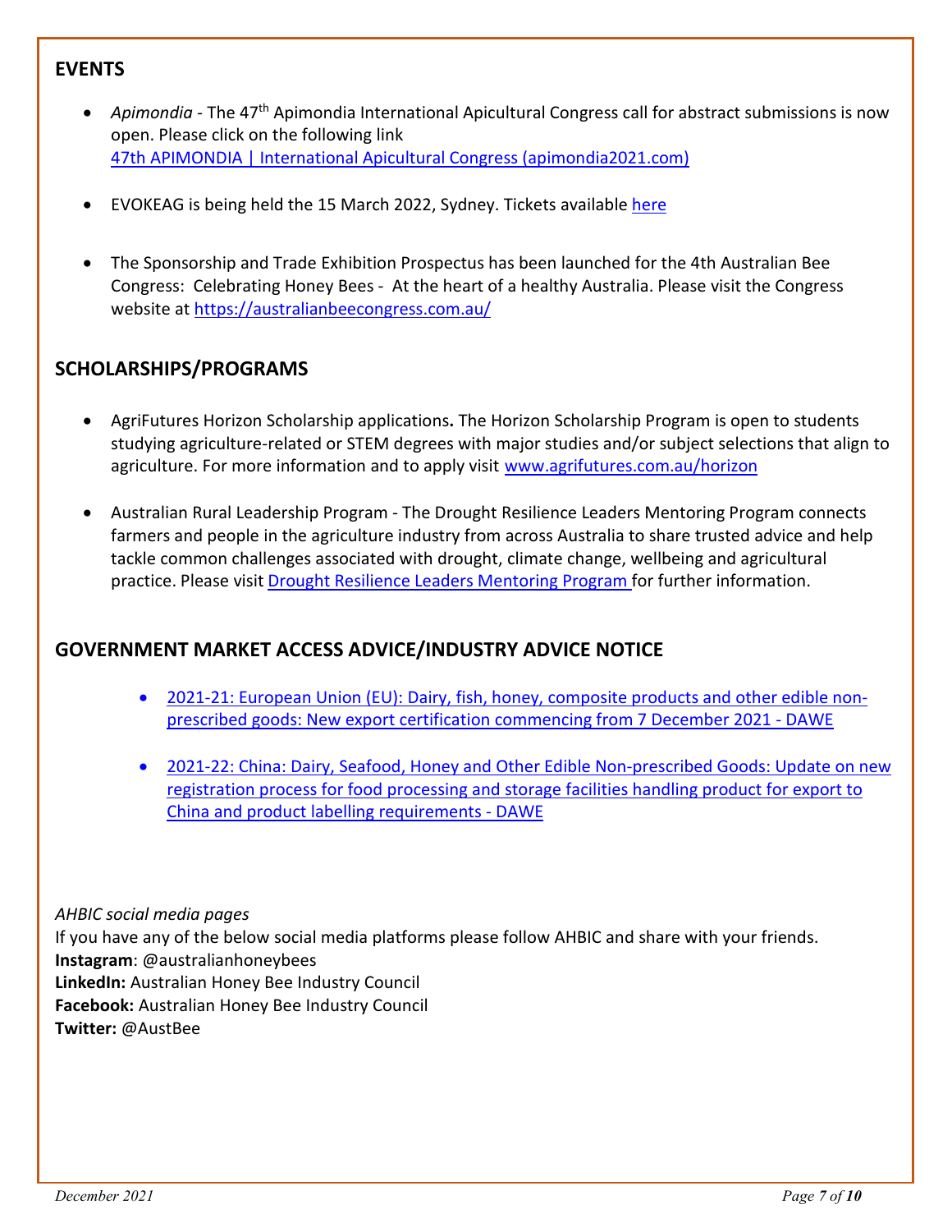## EVENTS

- *Apimondia* - The 47th Apimondia International Apicultural Congress call for abstract submissions is now open. Please click on the following link 47th APIMONDIA | International Apicultural Congress (apimondia2021.com)
- EVOKEAG is being held the 15 March 2022, Sydney. Tickets available here
- The Sponsorship and Trade Exhibition Prospectus has been launched for the 4th Australian Bee Congress: Celebrating Honey Bees - At the heart of a healthy Australia. Please visit the Congress website at https://australianbeecongress.com.au/

## SCHOLARSHIPS/PROGRAMS

- AgriFutures Horizon Scholarship applications**.** The Horizon Scholarship Program is open to students studying agriculture-related or STEM degrees with major studies and/or subject selections that align to agriculture. For more information and to apply visit www.agrifutures.com.au/horizon
- Australian Rural Leadership Program - The Drought Resilience Leaders Mentoring Program connects farmers and people in the agriculture industry from across Australia to share trusted advice and help tackle common challenges associated with drought, climate change, wellbeing and agricultural practice. Please visit Drought Resilience Leaders Mentoring Program for further information.

## GOVERNMENT MARKET ACCESS ADVICE/INDUSTRY ADVICE NOTICE

- 2021-21: European Union (EU): Dairy, fish, honey, composite products and other edible non-prescribed goods: New export certification commencing from 7 December 2021 - DAWE
- 2021-22: China: Dairy, Seafood, Honey and Other Edible Non-prescribed Goods: Update on new registration process for food processing and storage facilities handling product for export to China and product labelling requirements - DAWE

*AHBIC social media pages*
If you have any of the below social media platforms please follow AHBIC and share with your friends.
**Instagram**: @australianhoneybees
**LinkedIn:** Australian Honey Bee Industry Council
**Facebook:** Australian Honey Bee Industry Council
**Twitter:** @AustBee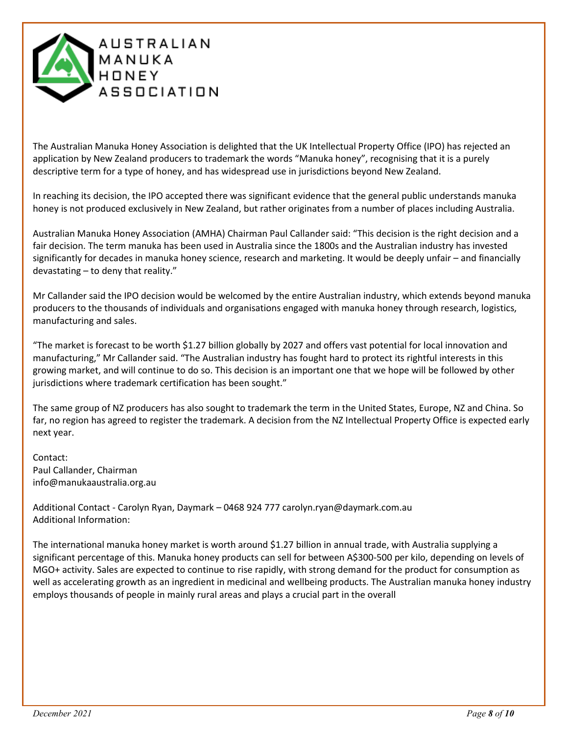AUSTRALIAN MANUKA HONEY ASSOCIATION

The Australian Manuka Honey Association is delighted that the UK Intellectual Property Office (IPO) has rejected an application by New Zealand producers to trademark the words "Manuka honey", recognising that it is a purely descriptive term for a type of honey, and has widespread use in jurisdictions beyond New Zealand.

In reaching its decision, the IPO accepted there was significant evidence that the general public understands manuka honey is not produced exclusively in New Zealand, but rather originates from a number of places including Australia.

Australian Manuka Honey Association (AMHA) Chairman Paul Callander said: "This decision is the right decision and a fair decision. The term manuka has been used in Australia since the 1800s and the Australian industry has invested significantly for decades in manuka honey science, research and marketing. It would be deeply unfair – and financially devastating – to deny that reality."

Mr Callander said the IPO decision would be welcomed by the entire Australian industry, which extends beyond manuka producers to the thousands of individuals and organisations engaged with manuka honey through research, logistics, manufacturing and sales.

"The market is forecast to be worth $1.27 billion globally by 2027 and offers vast potential for local innovation and manufacturing," Mr Callander said. "The Australian industry has fought hard to protect its rightful interests in this growing market, and will continue to do so. This decision is an important one that we hope will be followed by other jurisdictions where trademark certification has been sought."

The same group of NZ producers has also sought to trademark the term in the United States, Europe, NZ and China. So far, no region has agreed to register the trademark. A decision from the NZ Intellectual Property Office is expected early next year.

Contact:
Paul Callander, Chairman
info@manukaaustralia.org.au

Additional Contact - Carolyn Ryan, Daymark – 0468 924 777 carolyn.ryan@daymark.com.au
Additional Information:

The international manuka honey market is worth around $1.27 billion in annual trade, with Australia supplying a significant percentage of this. Manuka honey products can sell for between A$300-500 per kilo, depending on levels of MGO+ activity. Sales are expected to continue to rise rapidly, with strong demand for the product for consumption as well as accelerating growth as an ingredient in medicinal and wellbeing products. The Australian manuka honey industry employs thousands of people in mainly rural areas and plays a crucial part in the overall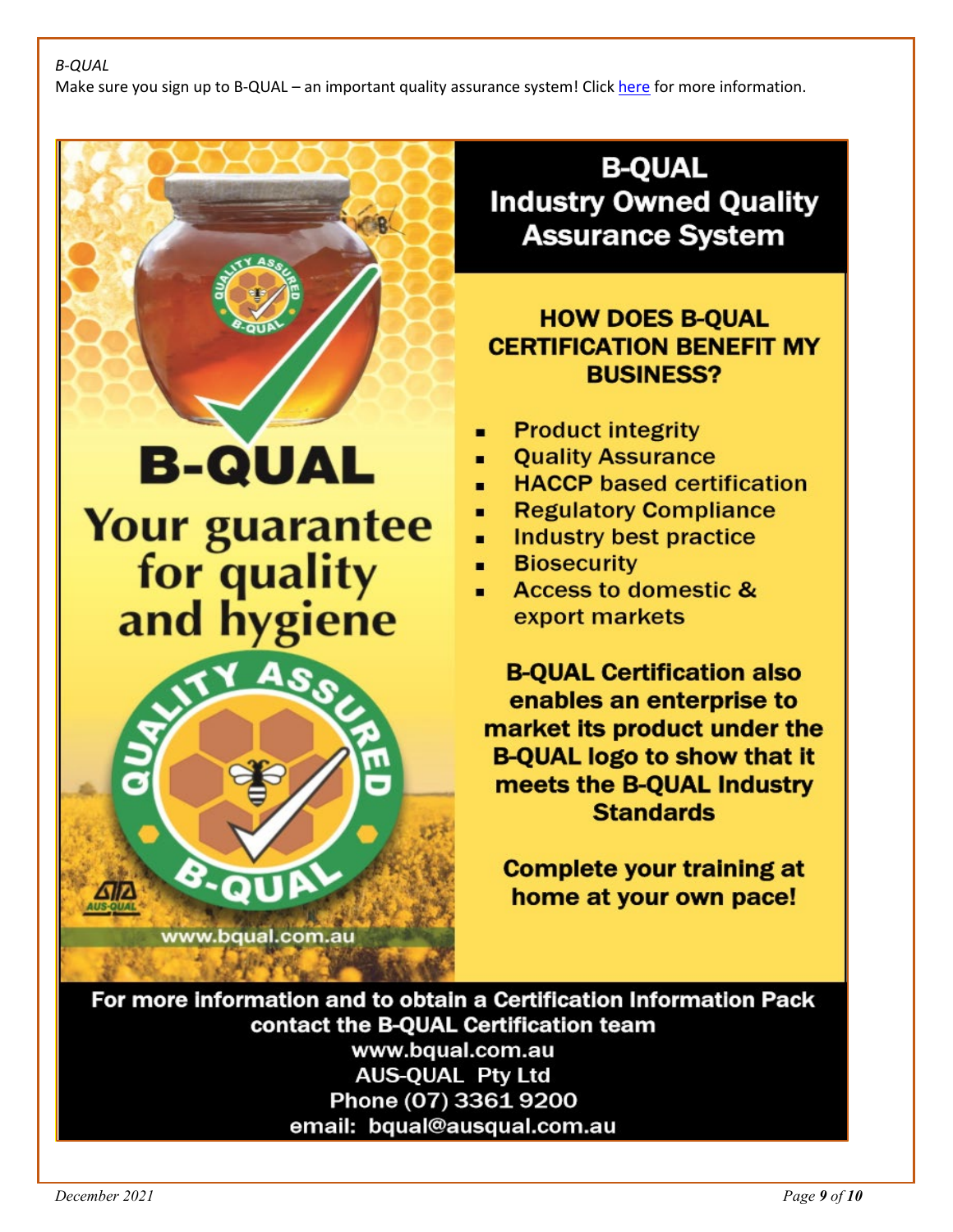*B-QUAL*

Make sure you sign up to B-QUAL – an important quality assurance system! Click [here](#) for more information.

# B-QUAL
# Your guarantee for quality and hygiene

www.bqual.com.au

## B-QUAL Industry Owned Quality Assurance System

### HOW DOES B-QUAL CERTIFICATION BENEFIT MY BUSINESS?

- Product integrity
- Quality Assurance
- HACCP based certification
- Regulatory Compliance
- Industry best practice
- Biosecurity
- Access to domestic & export markets

**B-QUAL Certification also enables an enterprise to market its product under the B-QUAL logo to show that it meets the B-QUAL Industry Standards**

**Complete your training at home at your own pace!**

**For more information and to obtain a Certification Information Pack contact the B-QUAL Certification team**
**www.bqual.com.au**
**AUS-QUAL Pty Ltd**
**Phone (07) 3361 9200**
**email: bqual@ausqual.com.au**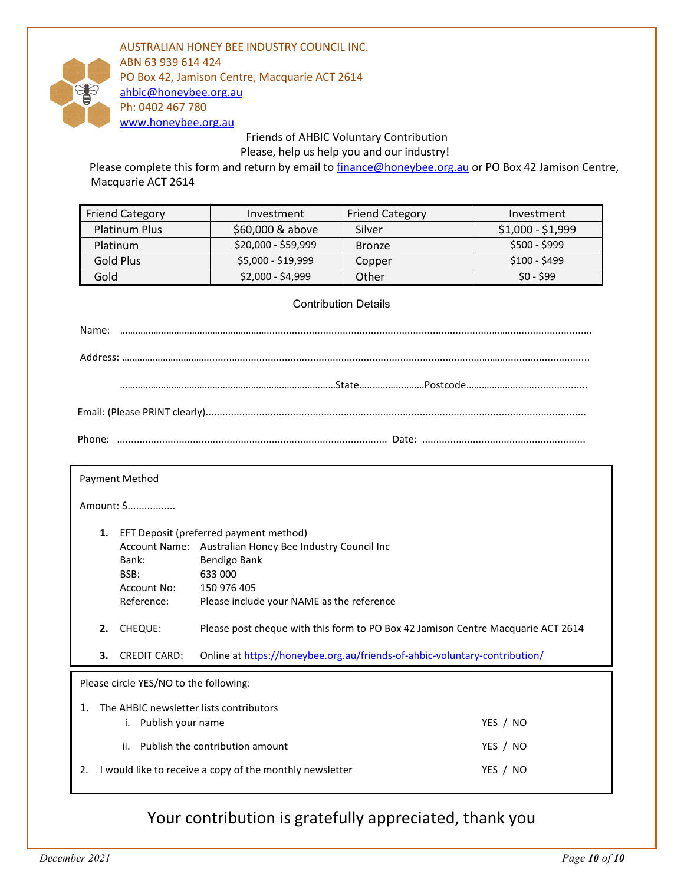AUSTRALIAN HONEY BEE INDUSTRY COUNCIL INC.
ABN 63 939 614 424
PO Box 42, Jamison Centre, Macquarie ACT 2614
ahbic@honeybee.org.au
Ph: 0402 467 780
www.honeybee.org.au

Friends of AHBIC Voluntary Contribution

Please, help us help you and our industry!

Please complete this form and return by email to finance@honeybee.org.au or PO Box 42 Jamison Centre, Macquarie ACT 2614

| Friend Category | Investment | Friend Category | Investment |
|---|---|---|---|
| Platinum Plus | $60,000 & above | Silver | $1,000 - $1,999 |
| Platinum | $20,000 - $59,999 | Bronze | $500 - $999 |
| Gold Plus | $5,000 - $19,999 | Copper | $100 - $499 |
| Gold | $2,000 - $4,999 | Other | $0 - $99 |

Contribution Details

Name: ……………………………………………………………………………………………………………

Address: …………………………………………………………………………………………………………

………………………………………………………State……………………Postcode………………………

Email: (Please PRINT clearly)……………………………………………………………………………………

Phone: ……………………………………………………………… Date: ………………………………………

Payment Method

Amount: $……………

1. **EFT Deposit (preferred payment method)**
   Account Name: Australian Honey Bee Industry Council Inc
   Bank: Bendigo Bank
   BSB: 633 000
   Account No: 150 976 405
   Reference: Please include your NAME as the reference

2. **CHEQUE:** Please post cheque with this form to PO Box 42 Jamison Centre Macquarie ACT 2614

3. **CREDIT CARD:** Online at https://honeybee.org.au/friends-of-ahbic-voluntary-contribution/

Please circle YES/NO to the following:

1. The AHBIC newsletter lists contributors
   i. Publish your name — YES / NO
   ii. Publish the contribution amount — YES / NO
2. I would like to receive a copy of the monthly newsletter — YES / NO

Your contribution is gratefully appreciated, thank you

*December 2021*